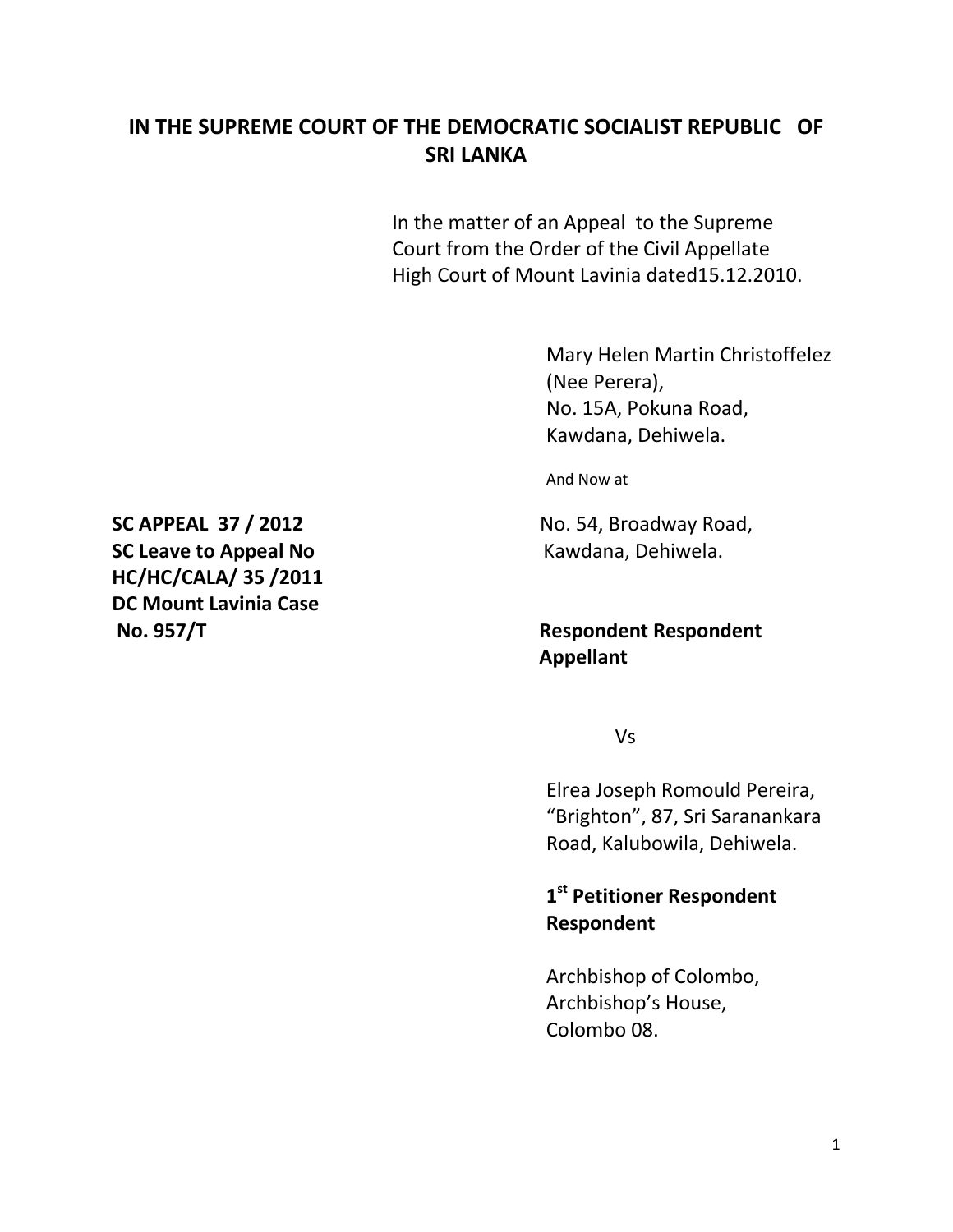# IN THE SUPREME COURT OF THE DEMOCRATIC SOCIALIST REPUBLIC OF SRI LANKA

In the matter of an Appeal to the Supreme Court from the Order of the Civil Appellate High Court of Mount Lavinia dated15.12.2010.

**SC APPEAL 37 / 2012**
**SC Leave to Appeal No**
**HC/HC/CALA/ 35 /2011**
**DC Mount Lavinia Case No. 957/T**

Mary Helen Martin Christoffelez
(Nee Perera),
No. 15A, Pokuna Road,
Kawdana, Dehiwela.

And Now at

No. 54, Broadway Road,
Kawdana, Dehiwela.

**Respondent Respondent Appellant**

Vs

Elrea Joseph Romould Pereira,
"Brighton", 87, Sri Saranankara Road, Kalubowila, Dehiwela.

**1st Petitioner Respondent Respondent**

Archbishop of Colombo,
Archbishop's House,
Colombo 08.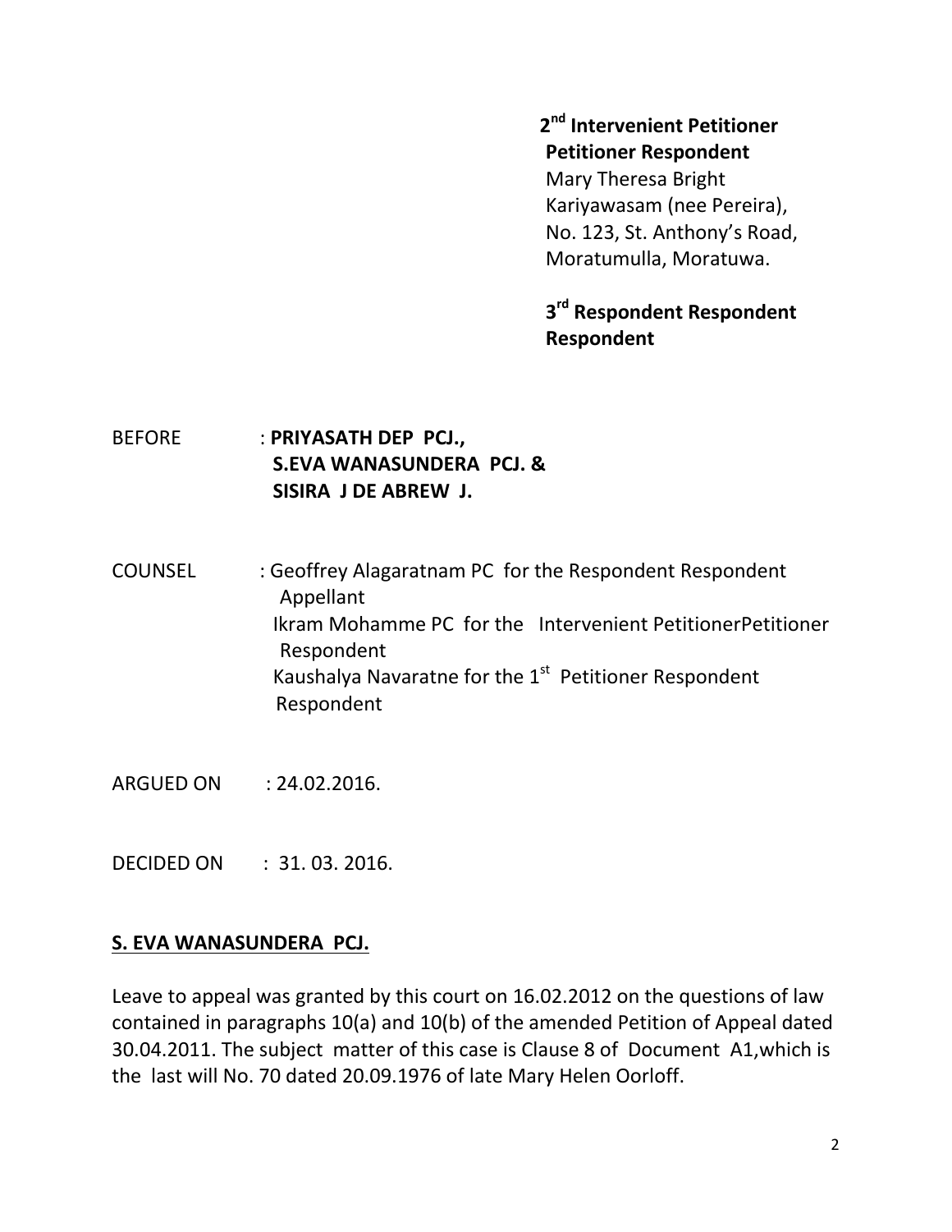**2nd Intervenient Petitioner Petitioner Respondent**
Mary Theresa Bright Kariyawasam (nee Pereira),
No. 123, St. Anthony's Road,
Moratumulla, Moratuwa.

**3rd Respondent Respondent Respondent**

BEFORE : **PRIYASATH DEP PCJ.,**
**S.EVA WANASUNDERA PCJ. &**
**SISIRA J DE ABREW J.**

COUNSEL : Geoffrey Alagaratnam PC for the Respondent Respondent Appellant
Ikram Mohamme PC for the Intervenient PetitionerPetitioner Respondent
Kaushalya Navaratne for the 1st Petitioner Respondent Respondent

ARGUED ON : 24.02.2016.

DECIDED ON : 31. 03. 2016.

**S. EVA WANASUNDERA PCJ.**

Leave to appeal was granted by this court on 16.02.2012 on the questions of law contained in paragraphs 10(a) and 10(b) of the amended Petition of Appeal dated 30.04.2011. The subject matter of this case is Clause 8 of Document A1,which is the last will No. 70 dated 20.09.1976 of late Mary Helen Oorloff.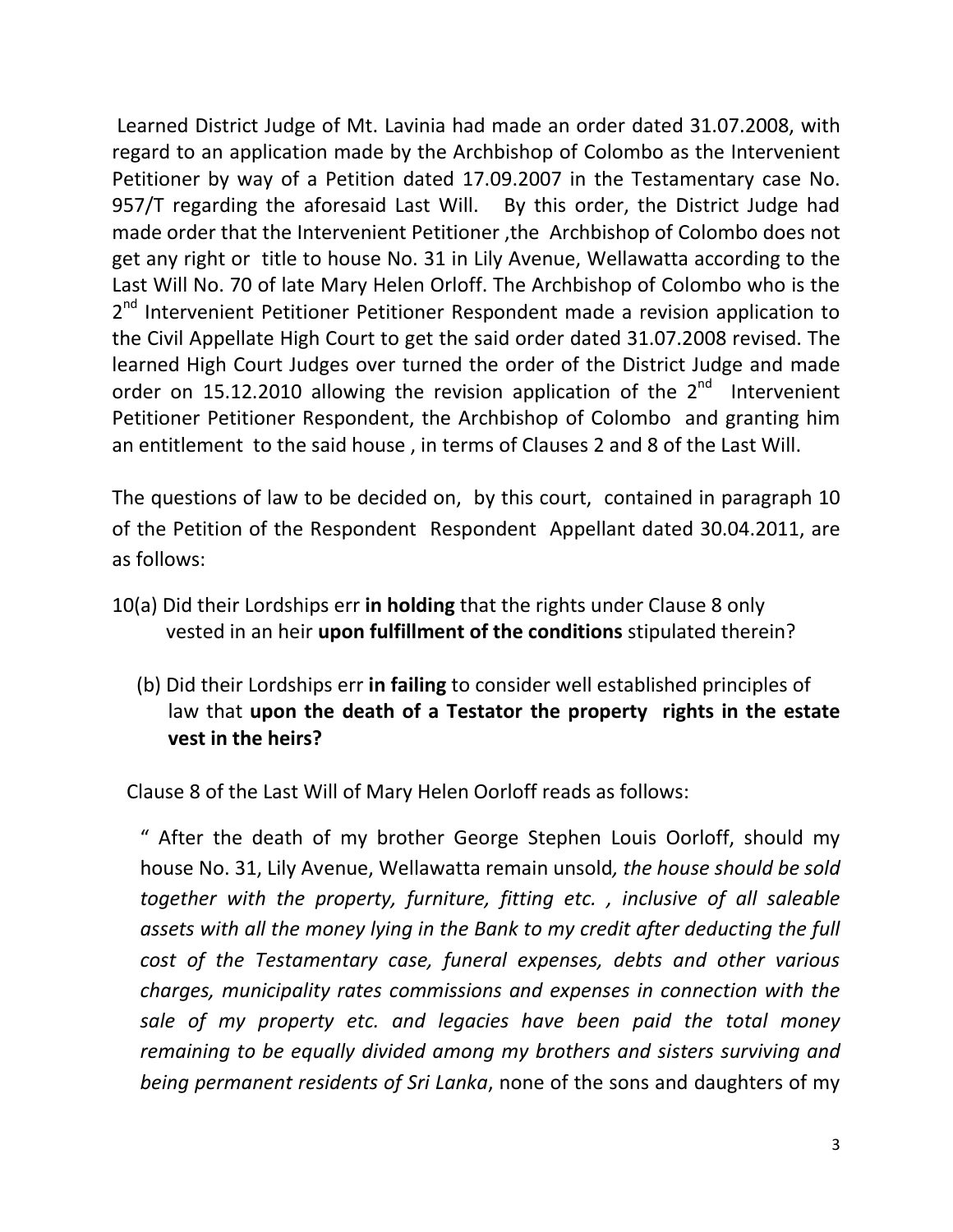Learned District Judge of Mt. Lavinia had made an order dated 31.07.2008, with regard to an application made by the Archbishop of Colombo as the Intervenient Petitioner by way of a Petition dated 17.09.2007 in the Testamentary case No. 957/T regarding the aforesaid Last Will. By this order, the District Judge had made order that the Intervenient Petitioner ,the Archbishop of Colombo does not get any right or title to house No. 31 in Lily Avenue, Wellawatta according to the Last Will No. 70 of late Mary Helen Orloff. The Archbishop of Colombo who is the 2nd Intervenient Petitioner Petitioner Respondent made a revision application to the Civil Appellate High Court to get the said order dated 31.07.2008 revised. The learned High Court Judges over turned the order of the District Judge and made order on 15.12.2010 allowing the revision application of the 2nd Intervenient Petitioner Petitioner Respondent, the Archbishop of Colombo and granting him an entitlement to the said house , in terms of Clauses 2 and 8 of the Last Will.

The questions of law to be decided on, by this court, contained in paragraph 10 of the Petition of the Respondent Respondent Appellant dated 30.04.2011, are as follows:

10(a) Did their Lordships err **in holding** that the rights under Clause 8 only vested in an heir **upon fulfillment of the conditions** stipulated therein?

(b) Did their Lordships err **in failing** to consider well established principles of law that **upon the death of a Testator the property rights in the estate vest in the heirs?**

Clause 8 of the Last Will of Mary Helen Oorloff reads as follows:

" After the death of my brother George Stephen Louis Oorloff, should my house No. 31, Lily Avenue, Wellawatta remain unsold*, the house should be sold together with the property, furniture, fitting etc. , inclusive of all saleable assets with all the money lying in the Bank to my credit after deducting the full cost of the Testamentary case, funeral expenses, debts and other various charges, municipality rates commissions and expenses in connection with the sale of my property etc. and legacies have been paid the total money remaining to be equally divided among my brothers and sisters surviving and being permanent residents of Sri Lanka*, none of the sons and daughters of my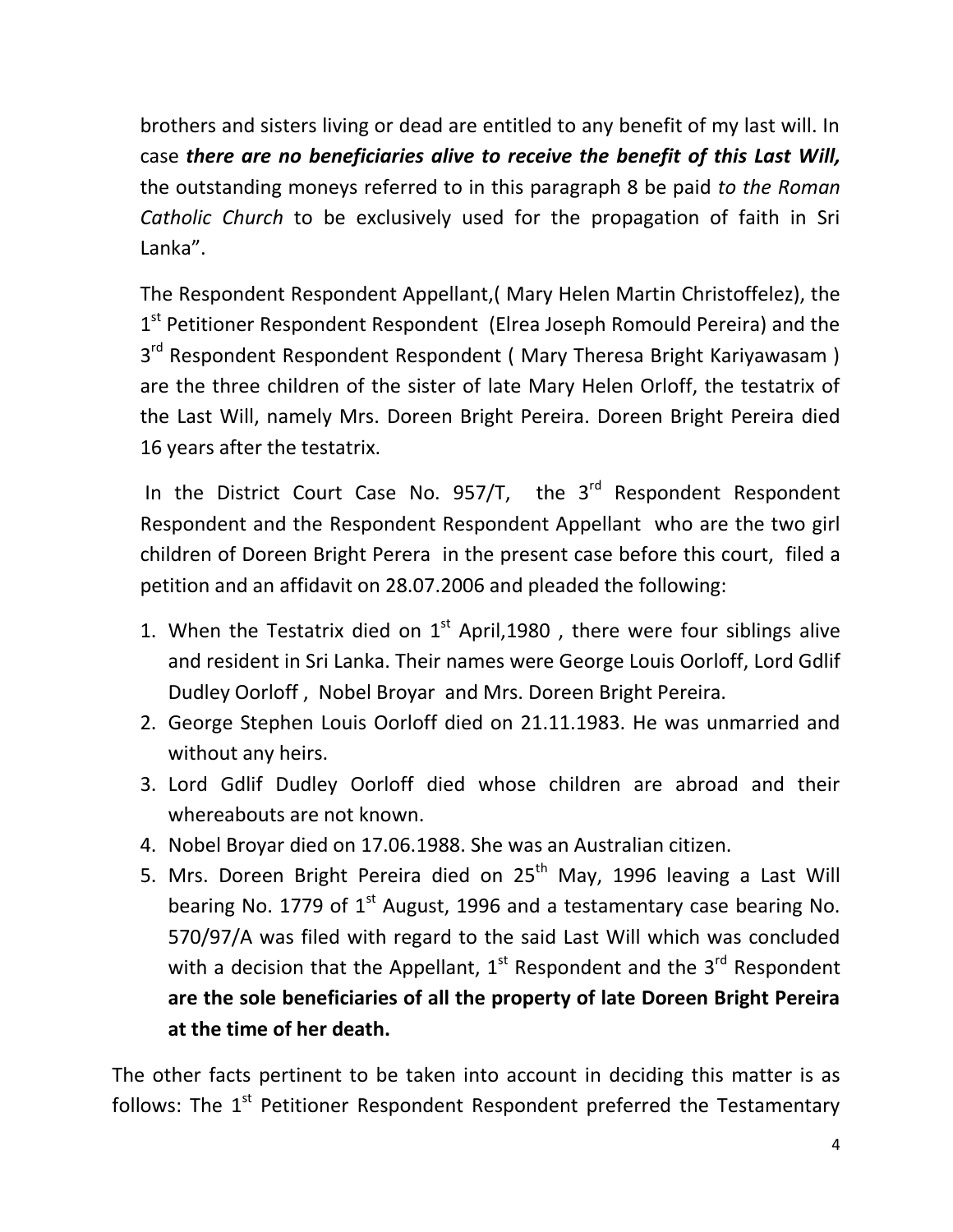brothers and sisters living or dead are entitled to any benefit of my last will. In case ***there are no beneficiaries alive to receive the benefit of this Last Will,*** the outstanding moneys referred to in this paragraph 8 be paid *to the Roman Catholic Church* to be exclusively used for the propagation of faith in Sri Lanka".

The Respondent Respondent Appellant,( Mary Helen Martin Christoffelez), the 1st Petitioner Respondent Respondent (Elrea Joseph Romould Pereira) and the 3rd Respondent Respondent Respondent ( Mary Theresa Bright Kariyawasam ) are the three children of the sister of late Mary Helen Orloff, the testatrix of the Last Will, namely Mrs. Doreen Bright Pereira. Doreen Bright Pereira died 16 years after the testatrix.

In the District Court Case No. 957/T, the 3rd Respondent Respondent Respondent and the Respondent Respondent Appellant who are the two girl children of Doreen Bright Perera in the present case before this court, filed a petition and an affidavit on 28.07.2006 and pleaded the following:

1. When the Testatrix died on 1st April,1980 , there were four siblings alive and resident in Sri Lanka. Their names were George Louis Oorloff, Lord Gdlif Dudley Oorloff , Nobel Broyar and Mrs. Doreen Bright Pereira.
2. George Stephen Louis Oorloff died on 21.11.1983. He was unmarried and without any heirs.
3. Lord Gdlif Dudley Oorloff died whose children are abroad and their whereabouts are not known.
4. Nobel Broyar died on 17.06.1988. She was an Australian citizen.
5. Mrs. Doreen Bright Pereira died on 25th May, 1996 leaving a Last Will bearing No. 1779 of 1st August, 1996 and a testamentary case bearing No. 570/97/A was filed with regard to the said Last Will which was concluded with a decision that the Appellant, 1st Respondent and the 3rd Respondent **are the sole beneficiaries of all the property of late Doreen Bright Pereira at the time of her death.**

The other facts pertinent to be taken into account in deciding this matter is as follows: The 1st Petitioner Respondent Respondent preferred the Testamentary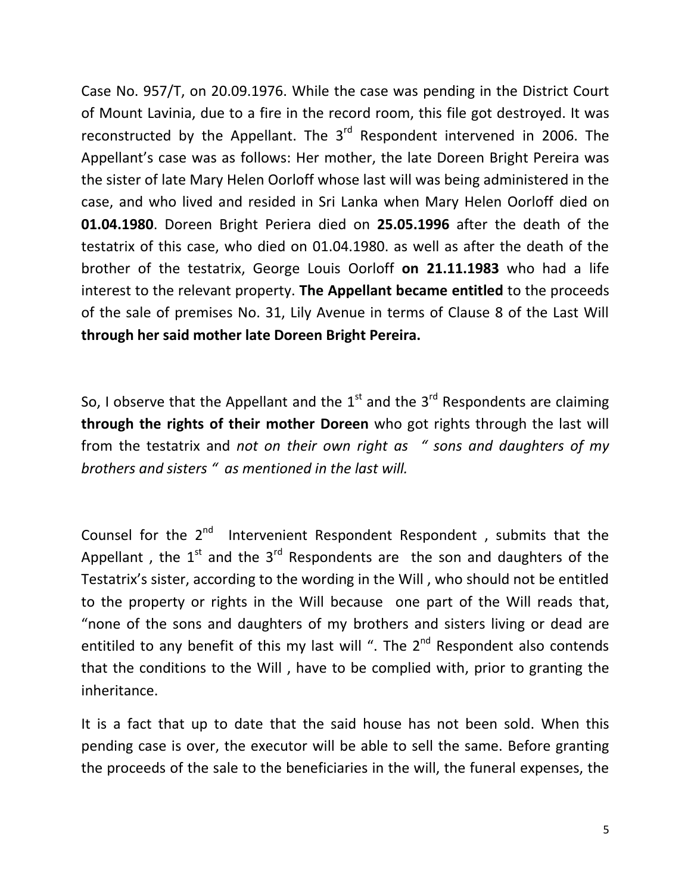Case No. 957/T, on 20.09.1976. While the case was pending in the District Court of Mount Lavinia, due to a fire in the record room, this file got destroyed. It was reconstructed by the Appellant. The 3rd Respondent intervened in 2006. The Appellant's case was as follows: Her mother, the late Doreen Bright Pereira was the sister of late Mary Helen Oorloff whose last will was being administered in the case, and who lived and resided in Sri Lanka when Mary Helen Oorloff died on **01.04.1980**. Doreen Bright Periera died on **25.05.1996** after the death of the testatrix of this case, who died on 01.04.1980. as well as after the death of the brother of the testatrix, George Louis Oorloff **on 21.11.1983** who had a life interest to the relevant property. **The Appellant became entitled** to the proceeds of the sale of premises No. 31, Lily Avenue in terms of Clause 8 of the Last Will **through her said mother late Doreen Bright Pereira.**

So, I observe that the Appellant and the 1st and the 3rd Respondents are claiming **through the rights of their mother Doreen** who got rights through the last will from the testatrix and *not on their own right as " sons and daughters of my brothers and sisters " as mentioned in the last will.*

Counsel for the 2nd Intervenient Respondent Respondent , submits that the Appellant , the 1st and the 3rd Respondents are the son and daughters of the Testatrix's sister, according to the wording in the Will , who should not be entitled to the property or rights in the Will because one part of the Will reads that, "none of the sons and daughters of my brothers and sisters living or dead are entitiled to any benefit of this my last will ". The 2nd Respondent also contends that the conditions to the Will , have to be complied with, prior to granting the inheritance.

It is a fact that up to date that the said house has not been sold. When this pending case is over, the executor will be able to sell the same. Before granting the proceeds of the sale to the beneficiaries in the will, the funeral expenses, the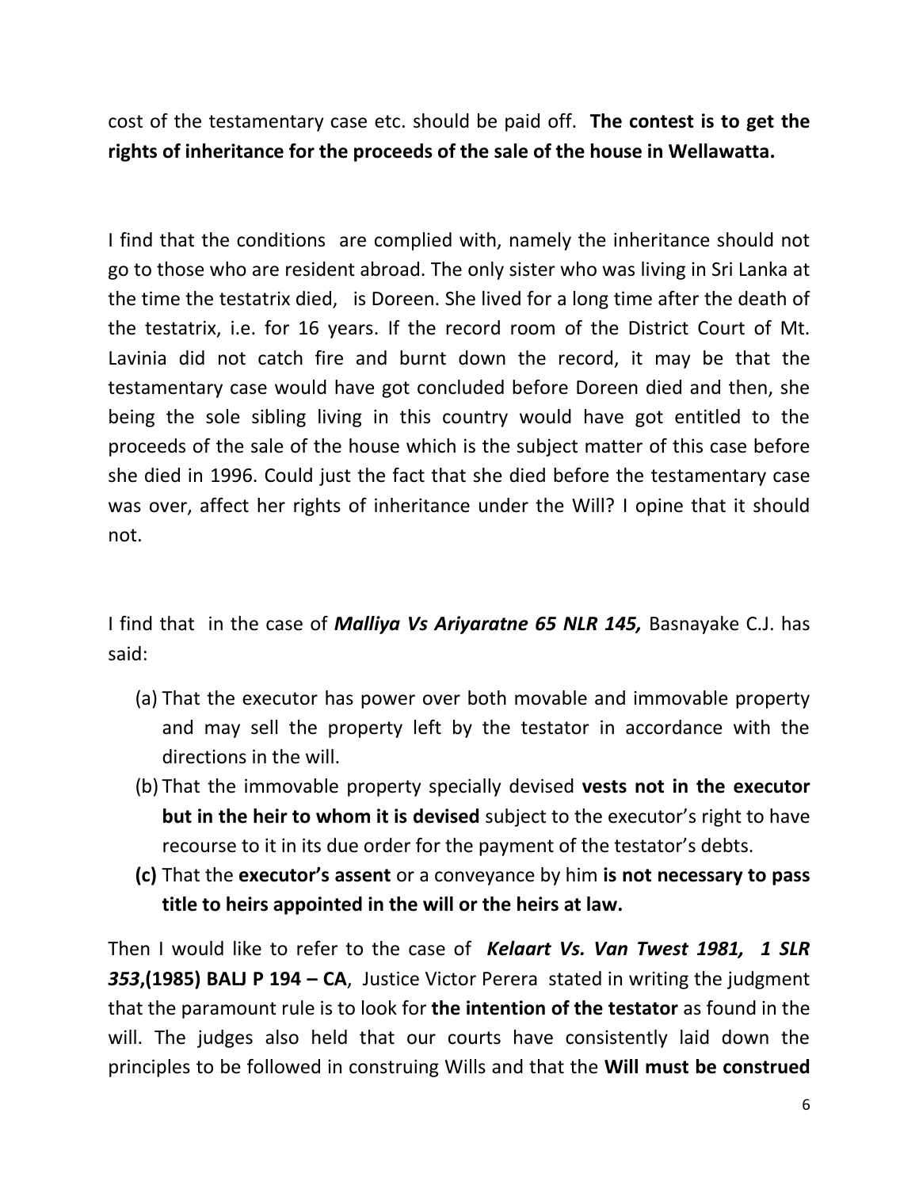cost of the testamentary case etc. should be paid off. **The contest is to get the rights of inheritance for the proceeds of the sale of the house in Wellawatta.**

I find that the conditions are complied with, namely the inheritance should not go to those who are resident abroad. The only sister who was living in Sri Lanka at the time the testatrix died, is Doreen. She lived for a long time after the death of the testatrix, i.e. for 16 years. If the record room of the District Court of Mt. Lavinia did not catch fire and burnt down the record, it may be that the testamentary case would have got concluded before Doreen died and then, she being the sole sibling living in this country would have got entitled to the proceeds of the sale of the house which is the subject matter of this case before she died in 1996. Could just the fact that she died before the testamentary case was over, affect her rights of inheritance under the Will? I opine that it should not.

I find that in the case of ***Malliya Vs Ariyaratne 65 NLR 145,*** Basnayake C.J. has said:

(a) That the executor has power over both movable and immovable property and may sell the property left by the testator in accordance with the directions in the will.
(b) That the immovable property specially devised **vests not in the executor but in the heir to whom it is devised** subject to the executor's right to have recourse to it in its due order for the payment of the testator's debts.
**(c)** That the **executor's assent** or a conveyance by him **is not necessary to pass title to heirs appointed in the will or the heirs at law.**

Then I would like to refer to the case of ***Kelaart Vs. Van Twest 1981, 1 SLR 353*****,(1985) BALJ P 194 – CA**, Justice Victor Perera stated in writing the judgment that the paramount rule is to look for **the intention of the testator** as found in the will. The judges also held that our courts have consistently laid down the principles to be followed in construing Wills and that the **Will must be construed**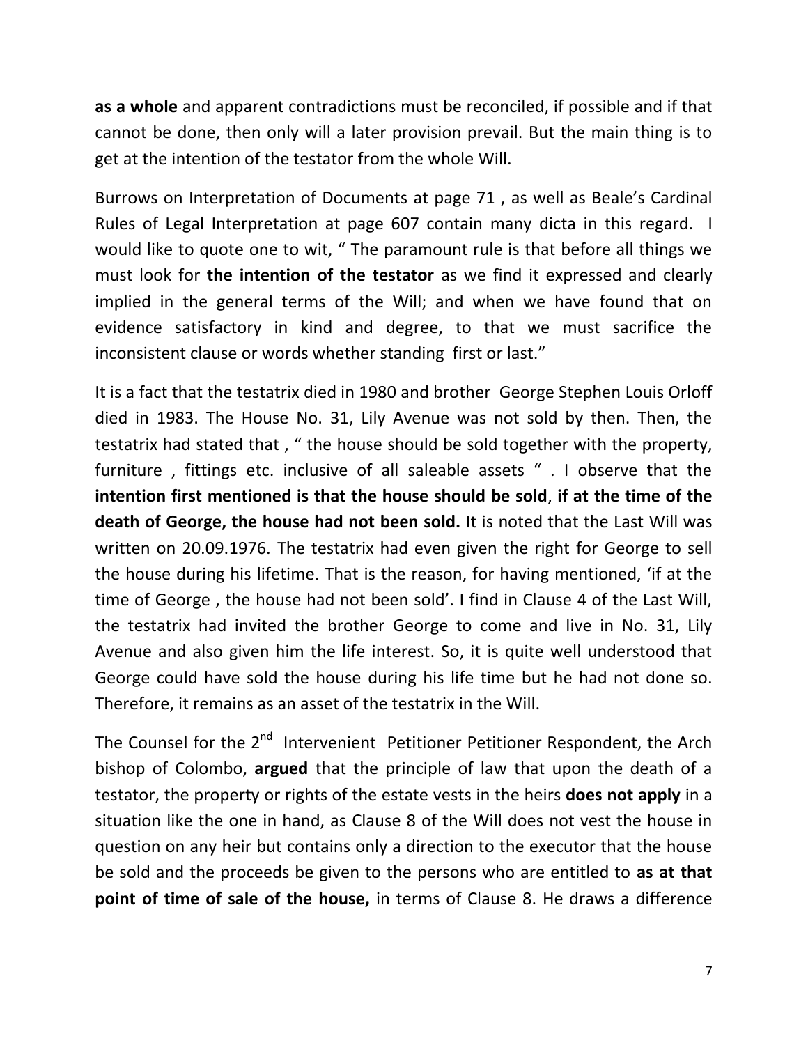**as a whole** and apparent contradictions must be reconciled, if possible and if that cannot be done, then only will a later provision prevail. But the main thing is to get at the intention of the testator from the whole Will.

Burrows on Interpretation of Documents at page 71 , as well as Beale's Cardinal Rules of Legal Interpretation at page 607 contain many dicta in this regard. I would like to quote one to wit, " The paramount rule is that before all things we must look for **the intention of the testator** as we find it expressed and clearly implied in the general terms of the Will; and when we have found that on evidence satisfactory in kind and degree, to that we must sacrifice the inconsistent clause or words whether standing first or last."

It is a fact that the testatrix died in 1980 and brother George Stephen Louis Orloff died in 1983. The House No. 31, Lily Avenue was not sold by then. Then, the testatrix had stated that , " the house should be sold together with the property, furniture , fittings etc. inclusive of all saleable assets " . I observe that the **intention first mentioned is that the house should be sold**, **if at the time of the death of George, the house had not been sold.** It is noted that the Last Will was written on 20.09.1976. The testatrix had even given the right for George to sell the house during his lifetime. That is the reason, for having mentioned, 'if at the time of George , the house had not been sold'. I find in Clause 4 of the Last Will, the testatrix had invited the brother George to come and live in No. 31, Lily Avenue and also given him the life interest. So, it is quite well understood that George could have sold the house during his life time but he had not done so. Therefore, it remains as an asset of the testatrix in the Will.

The Counsel for the 2nd Intervenient Petitioner Petitioner Respondent, the Arch bishop of Colombo, **argued** that the principle of law that upon the death of a testator, the property or rights of the estate vests in the heirs **does not apply** in a situation like the one in hand, as Clause 8 of the Will does not vest the house in question on any heir but contains only a direction to the executor that the house be sold and the proceeds be given to the persons who are entitled to **as at that point of time of sale of the house,** in terms of Clause 8. He draws a difference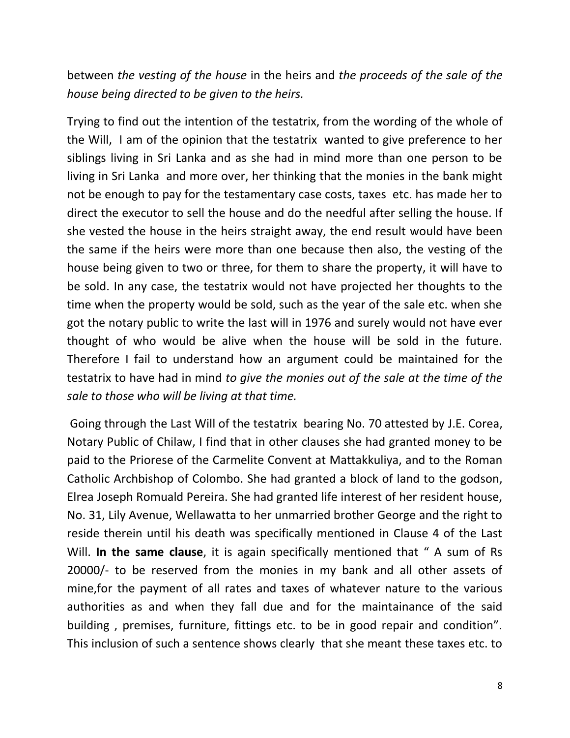between *the vesting of the house* in the heirs and *the proceeds of the sale of the house being directed to be given to the heirs.*

Trying to find out the intention of the testatrix, from the wording of the whole of the Will, I am of the opinion that the testatrix wanted to give preference to her siblings living in Sri Lanka and as she had in mind more than one person to be living in Sri Lanka and more over, her thinking that the monies in the bank might not be enough to pay for the testamentary case costs, taxes etc. has made her to direct the executor to sell the house and do the needful after selling the house. If she vested the house in the heirs straight away, the end result would have been the same if the heirs were more than one because then also, the vesting of the house being given to two or three, for them to share the property, it will have to be sold. In any case, the testatrix would not have projected her thoughts to the time when the property would be sold, such as the year of the sale etc. when she got the notary public to write the last will in 1976 and surely would not have ever thought of who would be alive when the house will be sold in the future. Therefore I fail to understand how an argument could be maintained for the testatrix to have had in mind *to give the monies out of the sale at the time of the sale to those who will be living at that time.*

Going through the Last Will of the testatrix bearing No. 70 attested by J.E. Corea, Notary Public of Chilaw, I find that in other clauses she had granted money to be paid to the Priorese of the Carmelite Convent at Mattakkuliya, and to the Roman Catholic Archbishop of Colombo. She had granted a block of land to the godson, Elrea Joseph Romuald Pereira. She had granted life interest of her resident house, No. 31, Lily Avenue, Wellawatta to her unmarried brother George and the right to reside therein until his death was specifically mentioned in Clause 4 of the Last Will. **In the same clause**, it is again specifically mentioned that " A sum of Rs 20000/- to be reserved from the monies in my bank and all other assets of mine,for the payment of all rates and taxes of whatever nature to the various authorities as and when they fall due and for the maintainance of the said building , premises, furniture, fittings etc. to be in good repair and condition". This inclusion of such a sentence shows clearly that she meant these taxes etc. to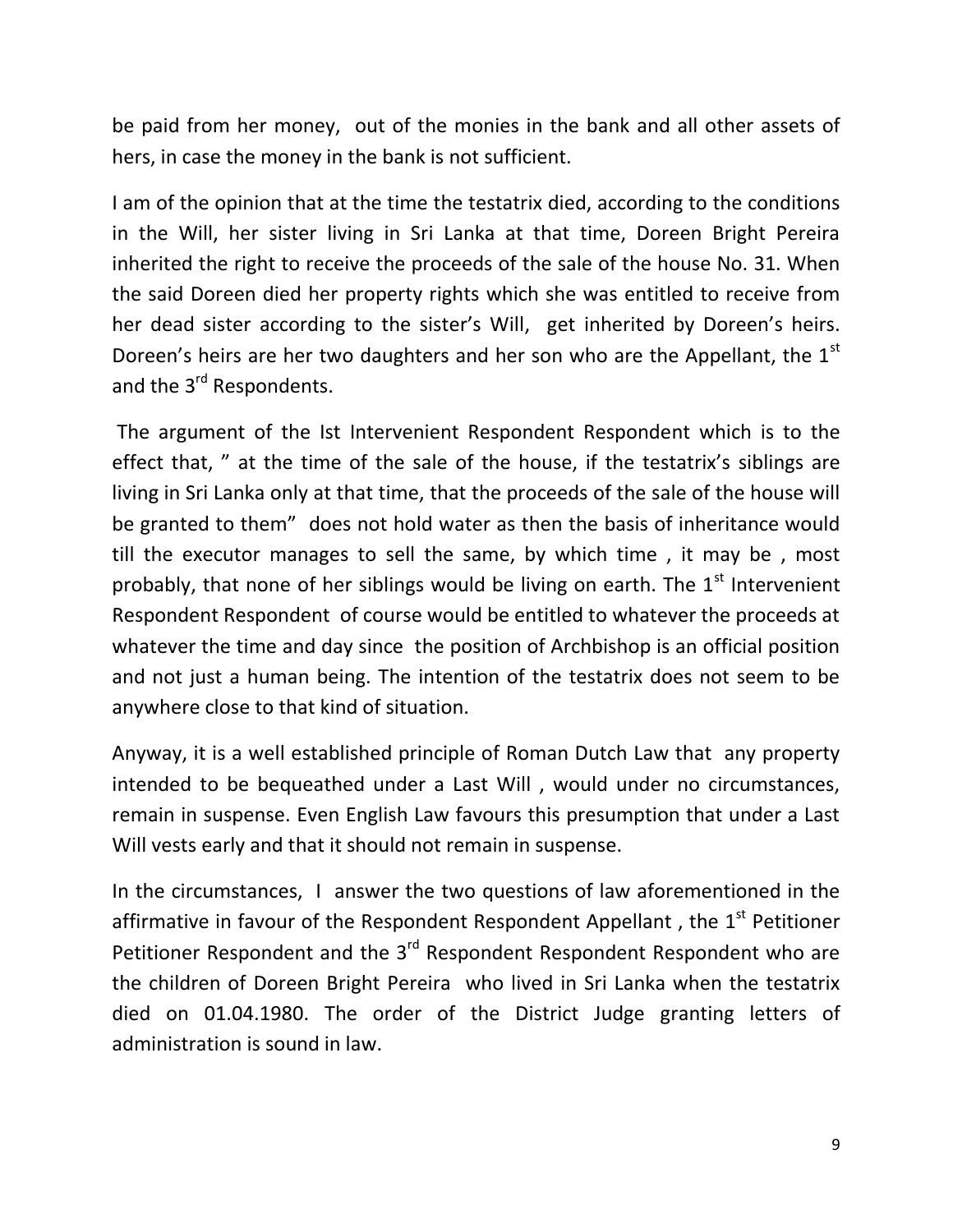be paid from her money, out of the monies in the bank and all other assets of hers, in case the money in the bank is not sufficient.

I am of the opinion that at the time the testatrix died, according to the conditions in the Will, her sister living in Sri Lanka at that time, Doreen Bright Pereira inherited the right to receive the proceeds of the sale of the house No. 31. When the said Doreen died her property rights which she was entitled to receive from her dead sister according to the sister's Will, get inherited by Doreen's heirs. Doreen's heirs are her two daughters and her son who are the Appellant, the 1st and the 3rd Respondents.

The argument of the Ist Intervenient Respondent Respondent which is to the effect that, " at the time of the sale of the house, if the testatrix's siblings are living in Sri Lanka only at that time, that the proceeds of the sale of the house will be granted to them" does not hold water as then the basis of inheritance would till the executor manages to sell the same, by which time , it may be , most probably, that none of her siblings would be living on earth. The 1st Intervenient Respondent Respondent of course would be entitled to whatever the proceeds at whatever the time and day since the position of Archbishop is an official position and not just a human being. The intention of the testatrix does not seem to be anywhere close to that kind of situation.

Anyway, it is a well established principle of Roman Dutch Law that any property intended to be bequeathed under a Last Will , would under no circumstances, remain in suspense. Even English Law favours this presumption that under a Last Will vests early and that it should not remain in suspense.

In the circumstances, I answer the two questions of law aforementioned in the affirmative in favour of the Respondent Respondent Appellant , the 1st Petitioner Petitioner Respondent and the 3rd Respondent Respondent Respondent who are the children of Doreen Bright Pereira who lived in Sri Lanka when the testatrix died on 01.04.1980. The order of the District Judge granting letters of administration is sound in law.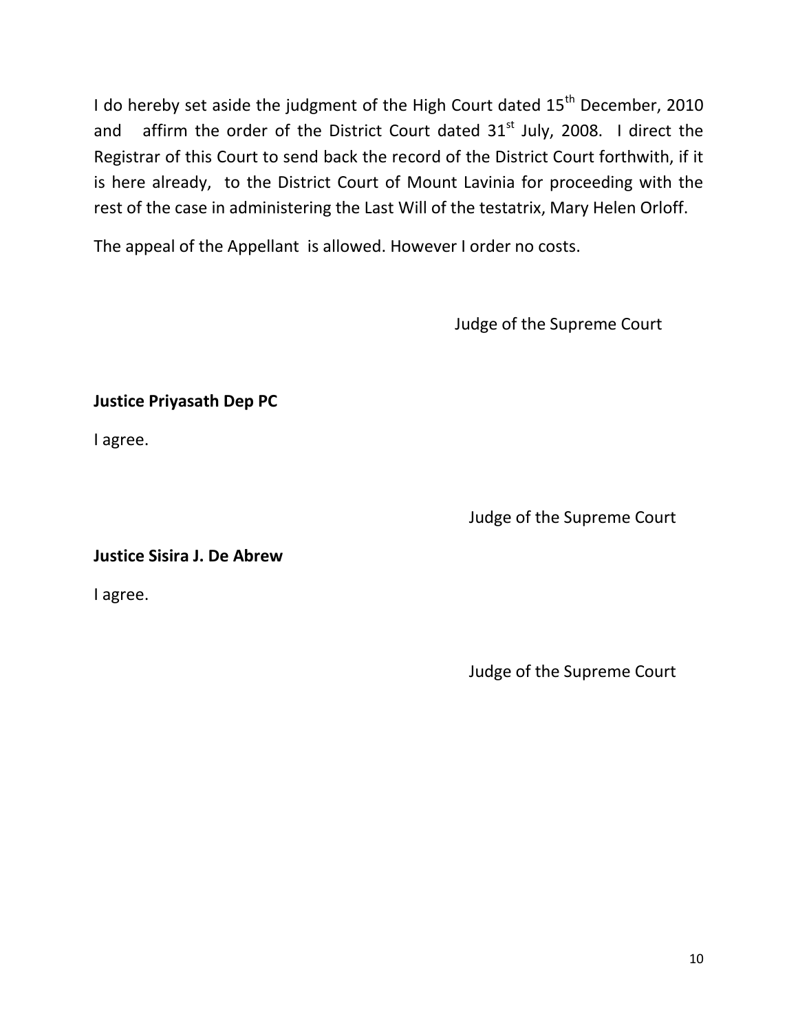I do hereby set aside the judgment of the High Court dated 15th December, 2010 and affirm the order of the District Court dated 31st July, 2008. I direct the Registrar of this Court to send back the record of the District Court forthwith, if it is here already, to the District Court of Mount Lavinia for proceeding with the rest of the case in administering the Last Will of the testatrix, Mary Helen Orloff.

The appeal of the Appellant is allowed. However I order no costs.

Judge of the Supreme Court

**Justice Priyasath Dep PC**

I agree.

Judge of the Supreme Court

**Justice Sisira J. De Abrew**

I agree.

Judge of the Supreme Court